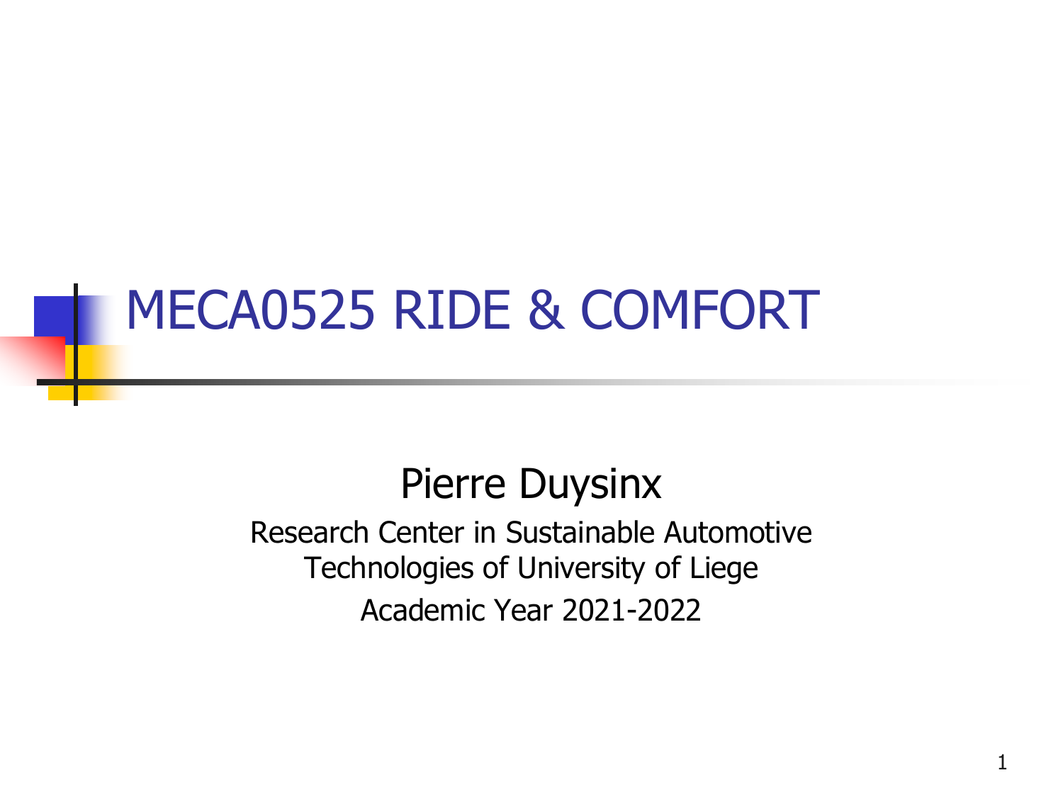# MECA0525 RIDE & COMFORT

Pierre Duysinx

Research Center in Sustainable Automotive Technologies of University of Liege

Academic Year 2021-2022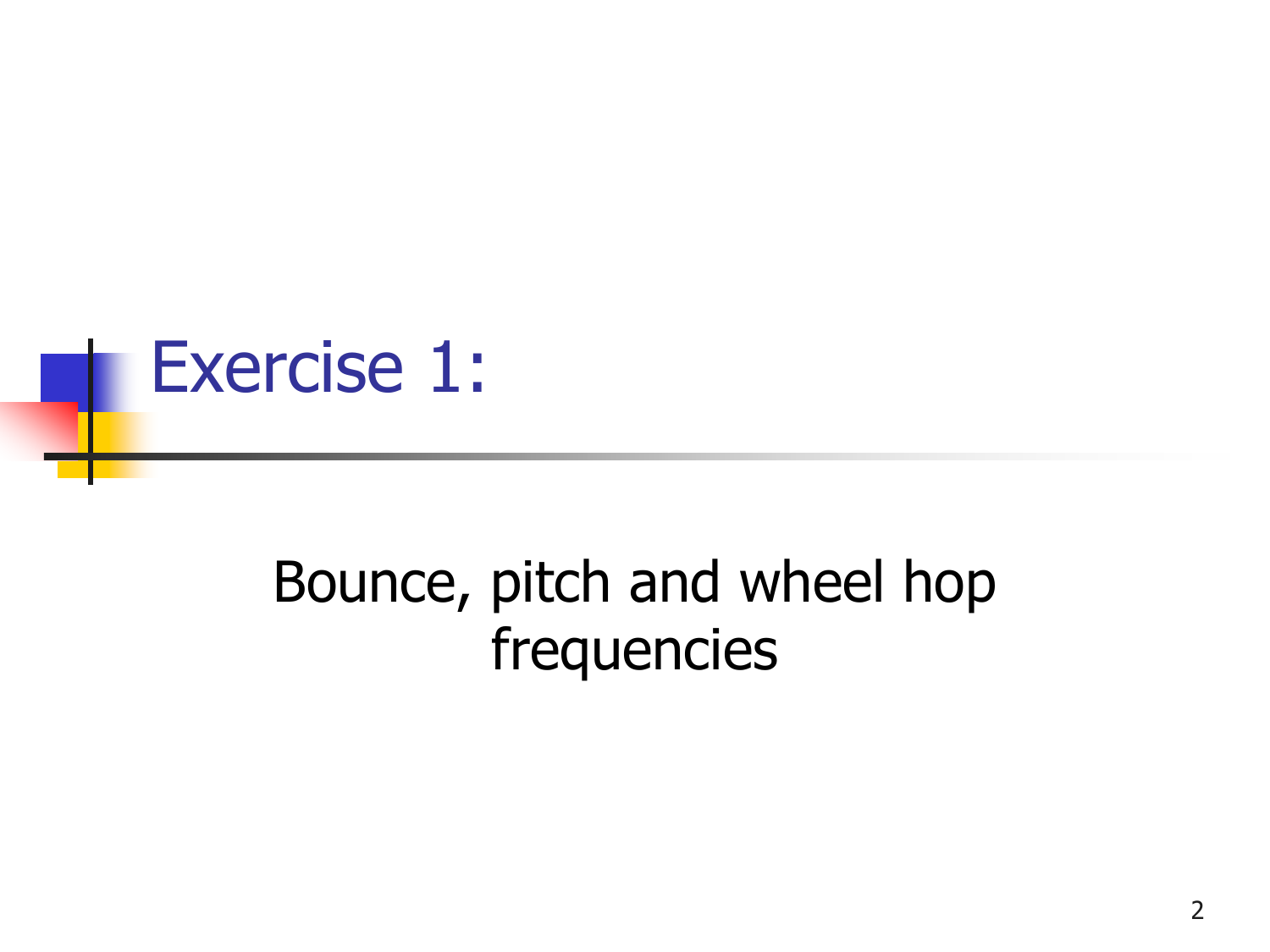# Exercise 1:

Bounce, pitch and wheel hop frequencies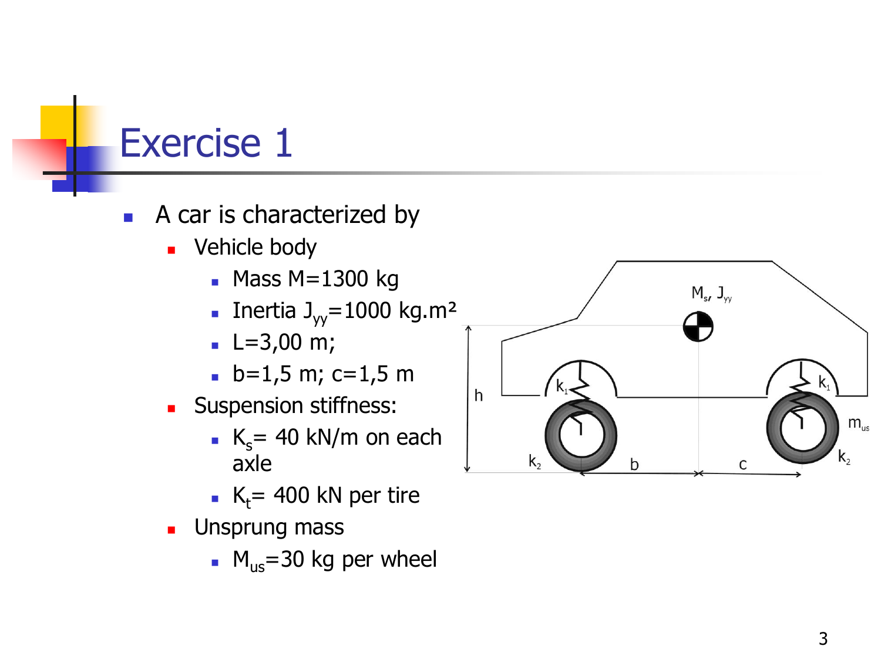# Exercise 1

- A car is characterized by
  - Vehicle body
    - Mass M=1300 kg
    - Inertia $J_{yy}$=1000 kg.m²
    - L=3,00 m;
    - b=1,5 m; c=1,5 m
  - Suspension stiffness:
    - $K_s$= 40 kN/m on each axle
    - $K_t$= 400 kN per tire
  - Unsprung mass
    - $M_{us}$=30 kg per wheel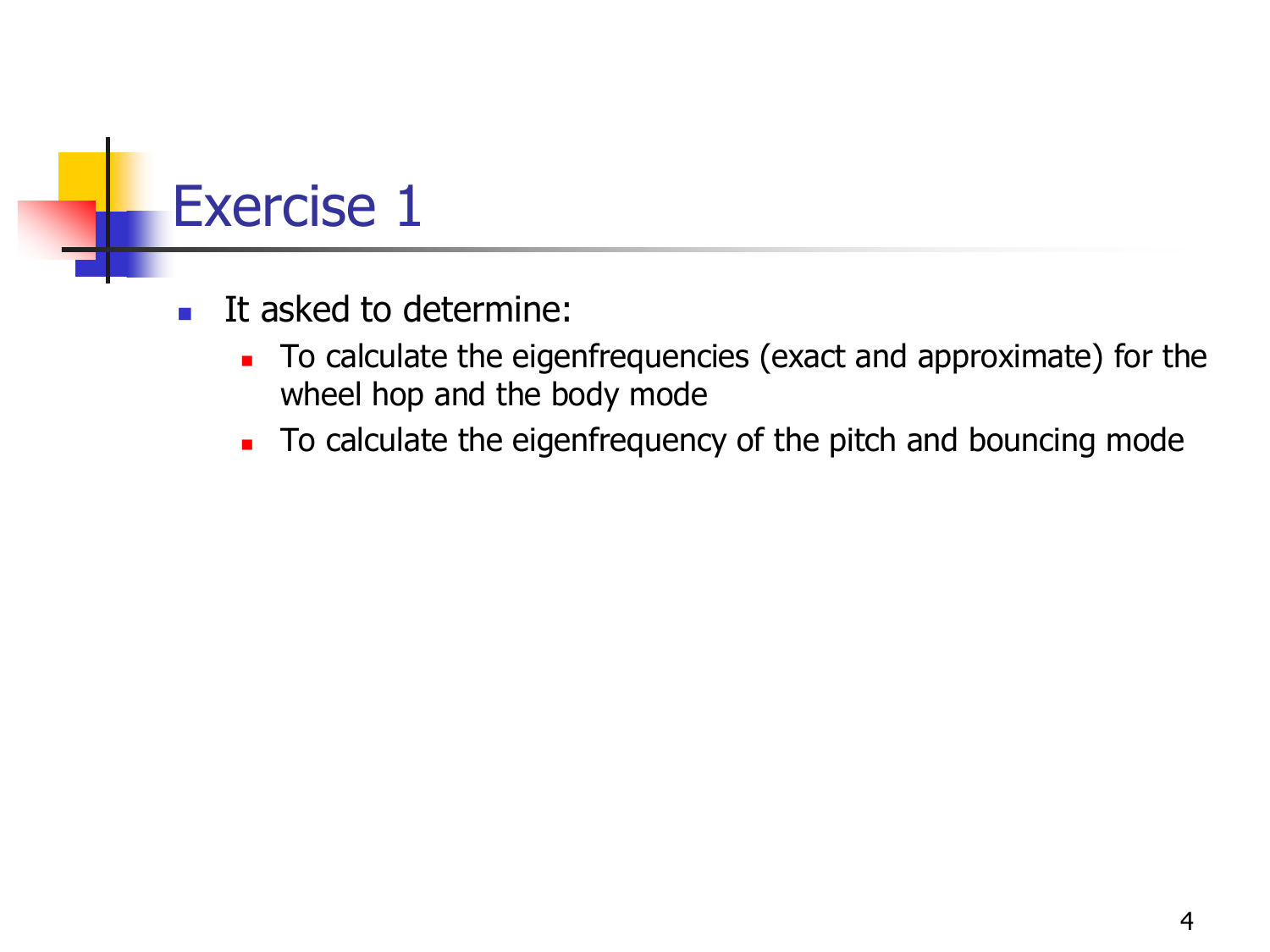# Exercise 1

- It asked to determine:
  - To calculate the eigenfrequencies (exact and approximate) for the wheel hop and the body mode
  - To calculate the eigenfrequency of the pitch and bouncing mode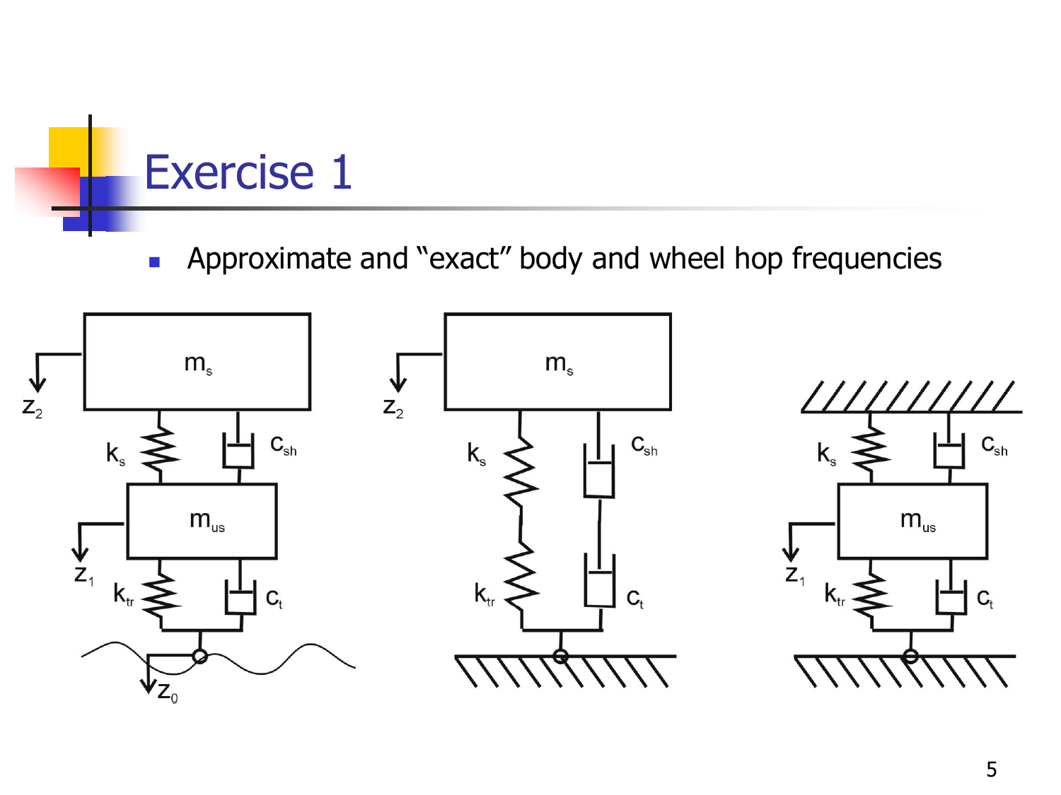# Exercise 1

- Approximate and "exact" body and wheel hop frequencies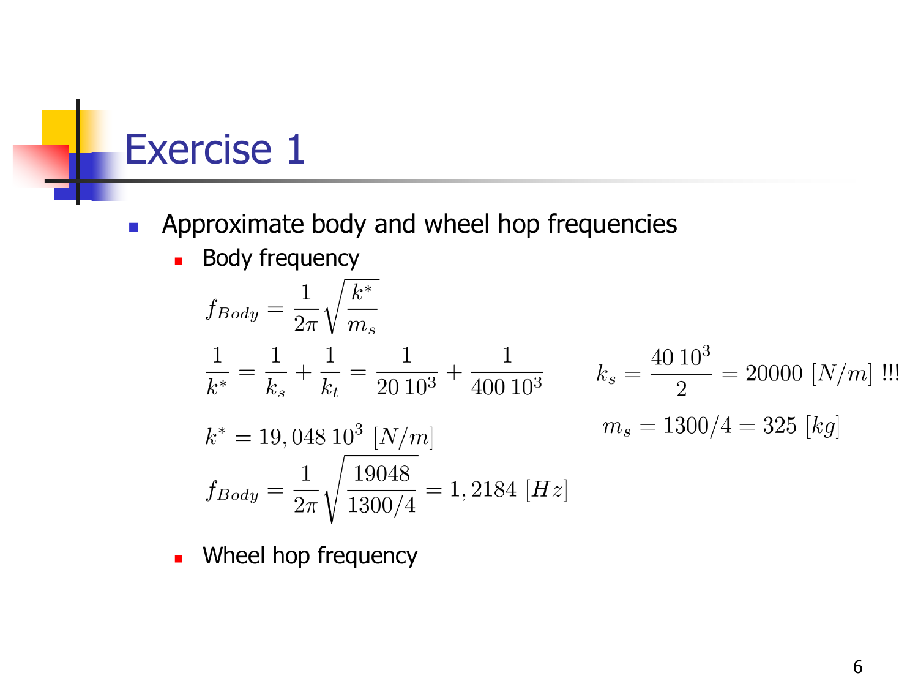# Exercise 1

- Approximate body and wheel hop frequencies
  - Body frequency

$$f_{Body} = \frac{1}{2\pi}\sqrt{\frac{k^*}{m_s}}$$

$$\frac{1}{k^*} = \frac{1}{k_s} + \frac{1}{k_t} = \frac{1}{20\,10^3} + \frac{1}{400\,10^3}$$

$$k_s = \frac{40\,10^3}{2} = 20000\ [N/m]\ !!!$$

$$k^* = 19,048\,10^3\ [N/m]$$

$$m_s = 1300/4 = 325\ [kg]$$

$$f_{Body} = \frac{1}{2\pi}\sqrt{\frac{19048}{1300/4}} = 1,2184\ [Hz]$$

  - Wheel hop frequency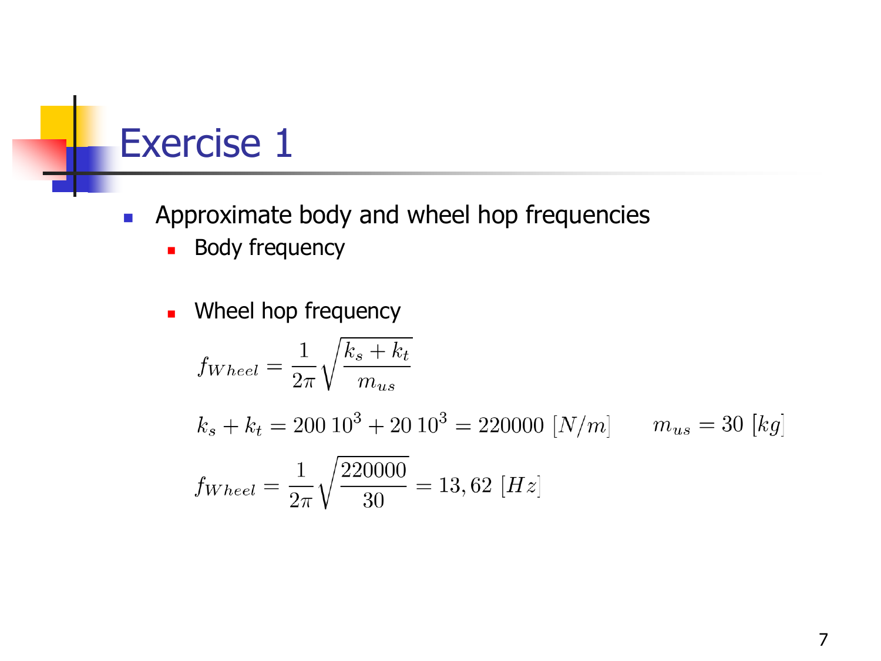# Exercise 1

- Approximate body and wheel hop frequencies
  - Body frequency
  - Wheel hop frequency

$$f_{Wheel} = \frac{1}{2\pi}\sqrt{\frac{k_s + k_t}{m_{us}}}$$

$$k_s + k_t = 200\ 10^3 + 20\ 10^3 = 220000\ [N/m] \qquad m_{us} = 30\ [kg]$$

$$f_{Wheel} = \frac{1}{2\pi}\sqrt{\frac{220000}{30}} = 13,62\ [Hz]$$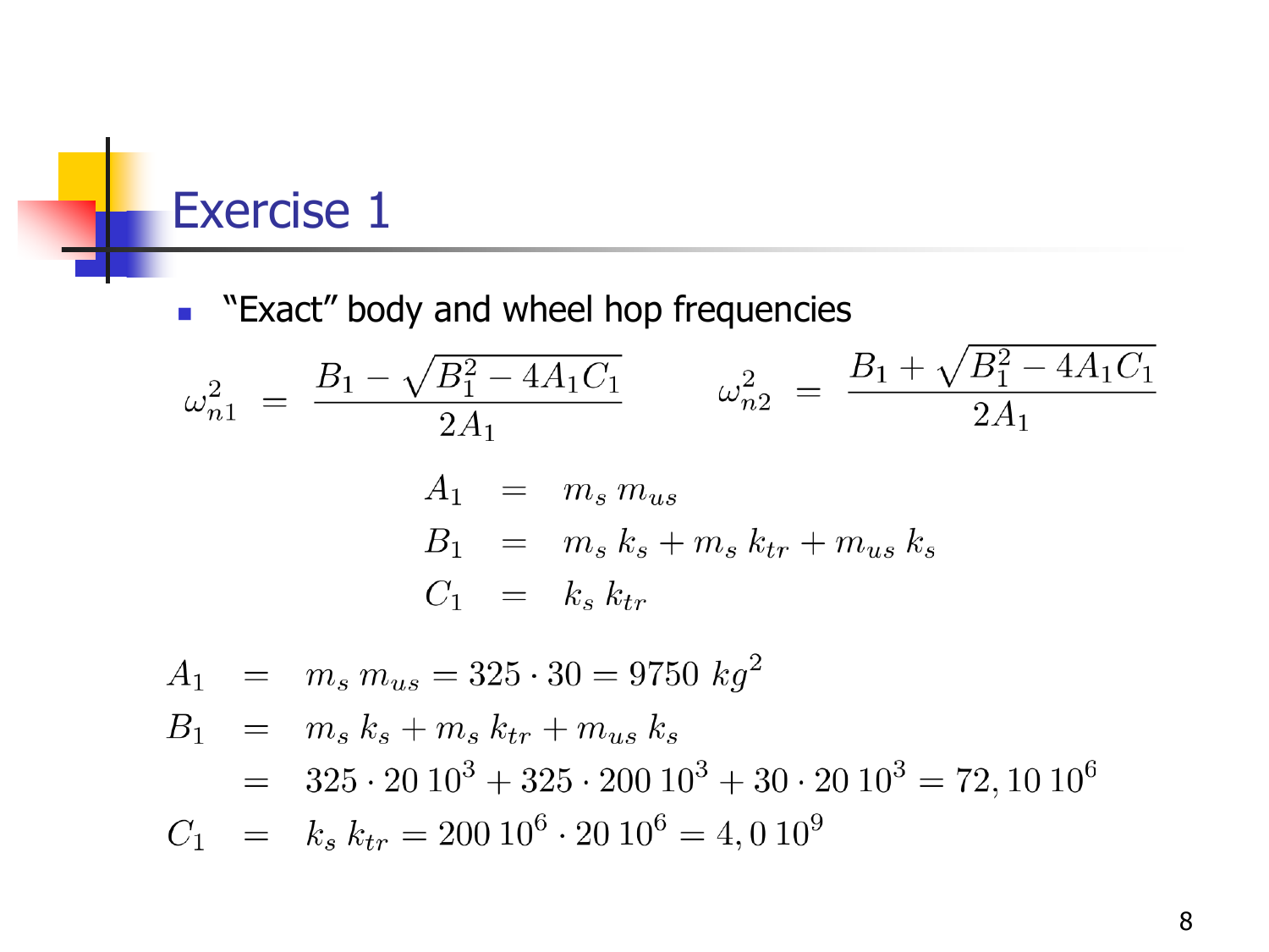# Exercise 1

- "Exact" body and wheel hop frequencies

$$\omega_{n1}^2 = \frac{B_1 - \sqrt{B_1^2 - 4A_1C_1}}{2A_1} \qquad \omega_{n2}^2 = \frac{B_1 + \sqrt{B_1^2 - 4A_1C_1}}{2A_1}$$

$$\begin{aligned} A_1 &= m_s\, m_{us} \\ B_1 &= m_s\, k_s + m_s\, k_{tr} + m_{us}\, k_s \\ C_1 &= k_s\, k_{tr} \end{aligned}$$

$$\begin{aligned} A_1 &= m_s\, m_{us} = 325 \cdot 30 = 9750\ kg^2 \\ B_1 &= m_s\, k_s + m_s\, k_{tr} + m_{us}\, k_s \\ &= 325 \cdot 20\, 10^3 + 325 \cdot 200\, 10^3 + 30 \cdot 20\, 10^3 = 72,10\, 10^6 \\ C_1 &= k_s\, k_{tr} = 200\, 10^6 \cdot 20\, 10^6 = 4,0\, 10^9 \end{aligned}$$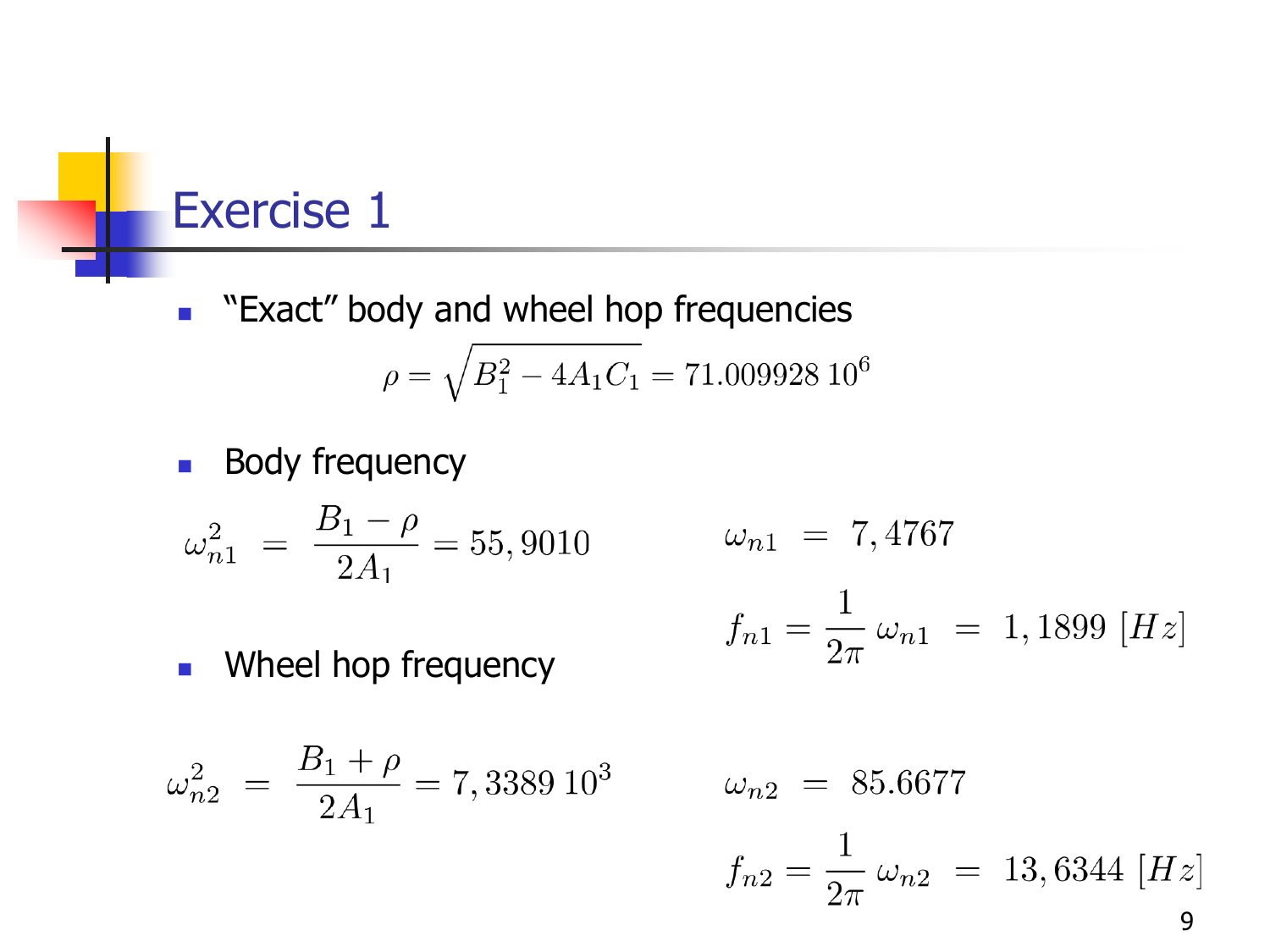# Exercise 1

- "Exact" body and wheel hop frequencies

$$\rho = \sqrt{B_1^2 - 4A_1C_1} = 71.009928\,10^6$$

- Body frequency

$$\omega_{n1}^2 = \frac{B_1 - \rho}{2A_1} = 55,9010$$

$$\omega_{n1} = 7,4767$$

$$f_{n1} = \frac{1}{2\pi}\,\omega_{n1} = 1,1899\ [Hz]$$

- Wheel hop frequency

$$\omega_{n2}^2 = \frac{B_1 + \rho}{2A_1} = 7,3389\,10^3$$

$$\omega_{n2} = 85.6677$$

$$f_{n2} = \frac{1}{2\pi}\,\omega_{n2} = 13,6344\ [Hz]$$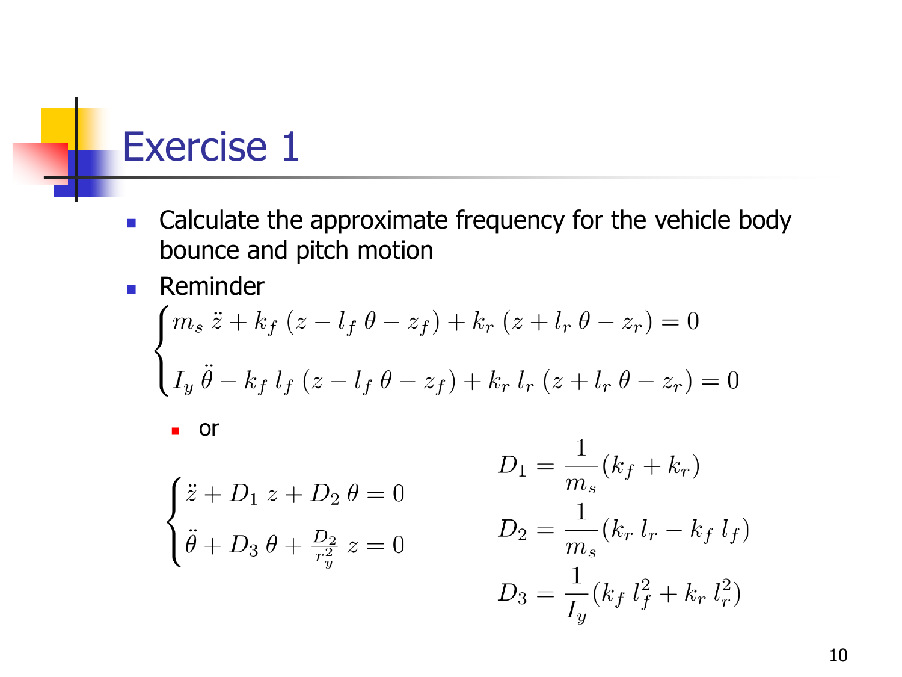# Exercise 1

- Calculate the approximate frequency for the vehicle body bounce and pitch motion
- Reminder

$$
\begin{cases}
m_s\,\ddot{z} + k_f\,(z - l_f\,\theta - z_f) + k_r\,(z + l_r\,\theta - z_r) = 0 \\[2ex]
I_y\,\ddot{\theta} - k_f\,l_f\,(z - l_f\,\theta - z_f) + k_r\,l_r\,(z + l_r\,\theta - z_r) = 0
\end{cases}
$$

  - or

$$
\begin{cases}
\ddot{z} + D_1\,z + D_2\,\theta = 0 \\[2ex]
\ddot{\theta} + D_3\,\theta + \frac{D_2}{r_y^2}\,z = 0
\end{cases}
$$

$$
D_1 = \frac{1}{m_s}(k_f + k_r)
$$

$$
D_2 = \frac{1}{m_s}(k_r\,l_r - k_f\,l_f)
$$

$$
D_3 = \frac{1}{I_y}(k_f\,l_f^2 + k_r\,l_r^2)
$$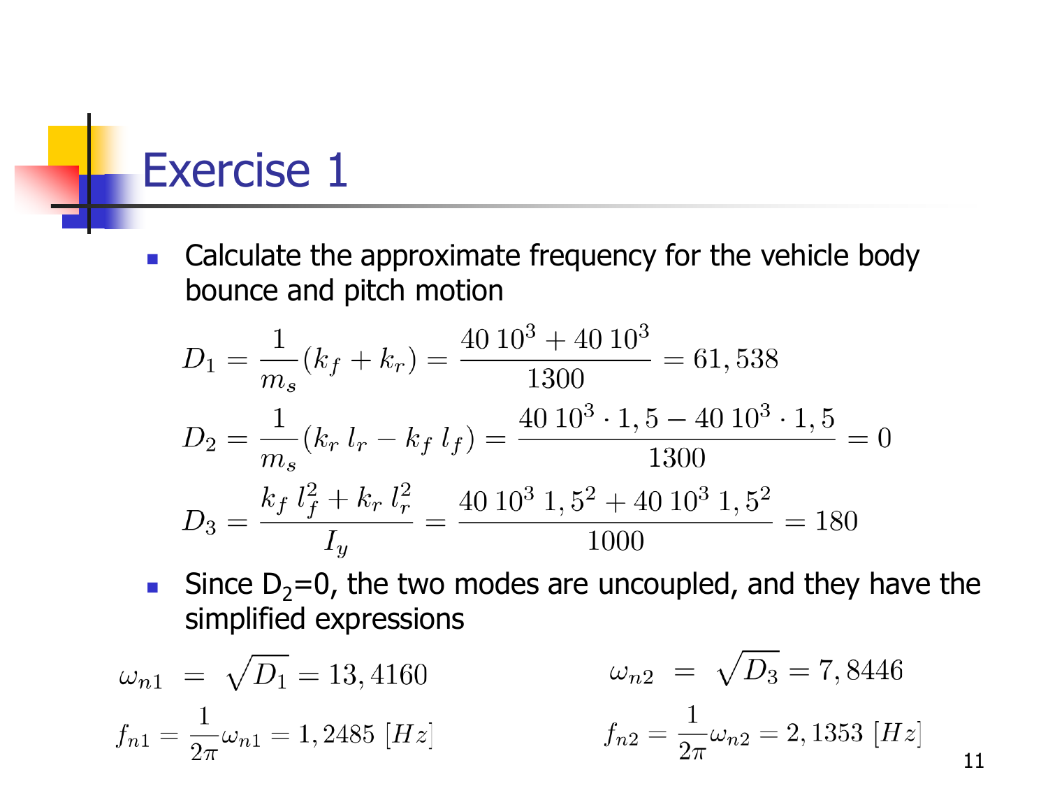# Exercise 1

- Calculate the approximate frequency for the vehicle body bounce and pitch motion

$$D_1 = \frac{1}{m_s}(k_f + k_r) = \frac{40\ 10^3 + 40\ 10^3}{1300} = 61,538$$

$$D_2 = \frac{1}{m_s}(k_r\ l_r - k_f\ l_f) = \frac{40\ 10^3 \cdot 1,5 - 40\ 10^3 \cdot 1,5}{1300} = 0$$

$$D_3 = \frac{k_f\ l_f^2 + k_r\ l_r^2}{I_y} = \frac{40\ 10^3\ 1,5^2 + 40\ 10^3\ 1,5^2}{1000} = 180$$

- Since $D_2$=0, the two modes are uncoupled, and they have the simplified expressions

$$\omega_{n1} = \sqrt{D_1} = 13,4160$$

$$f_{n1} = \frac{1}{2\pi}\omega_{n1} = 1,2485\ [Hz]$$

$$\omega_{n2} = \sqrt{D_3} = 7,8446$$

$$f_{n2} = \frac{1}{2\pi}\omega_{n2} = 2,1353\ [Hz]$$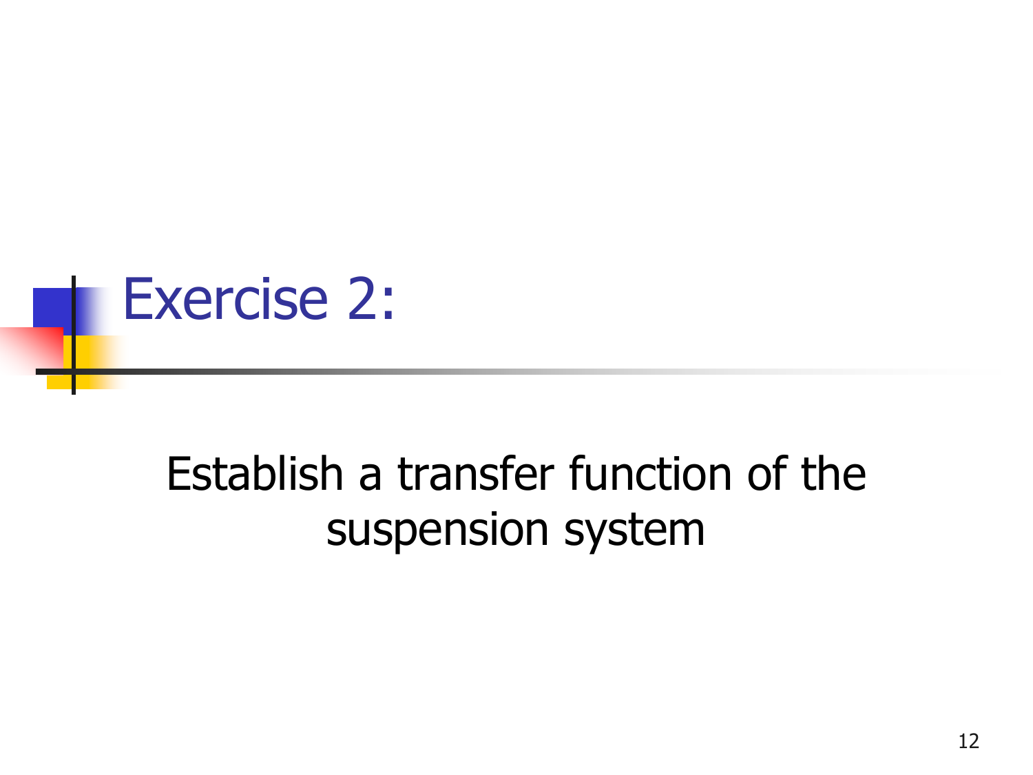# Exercise 2:

Establish a transfer function of the suspension system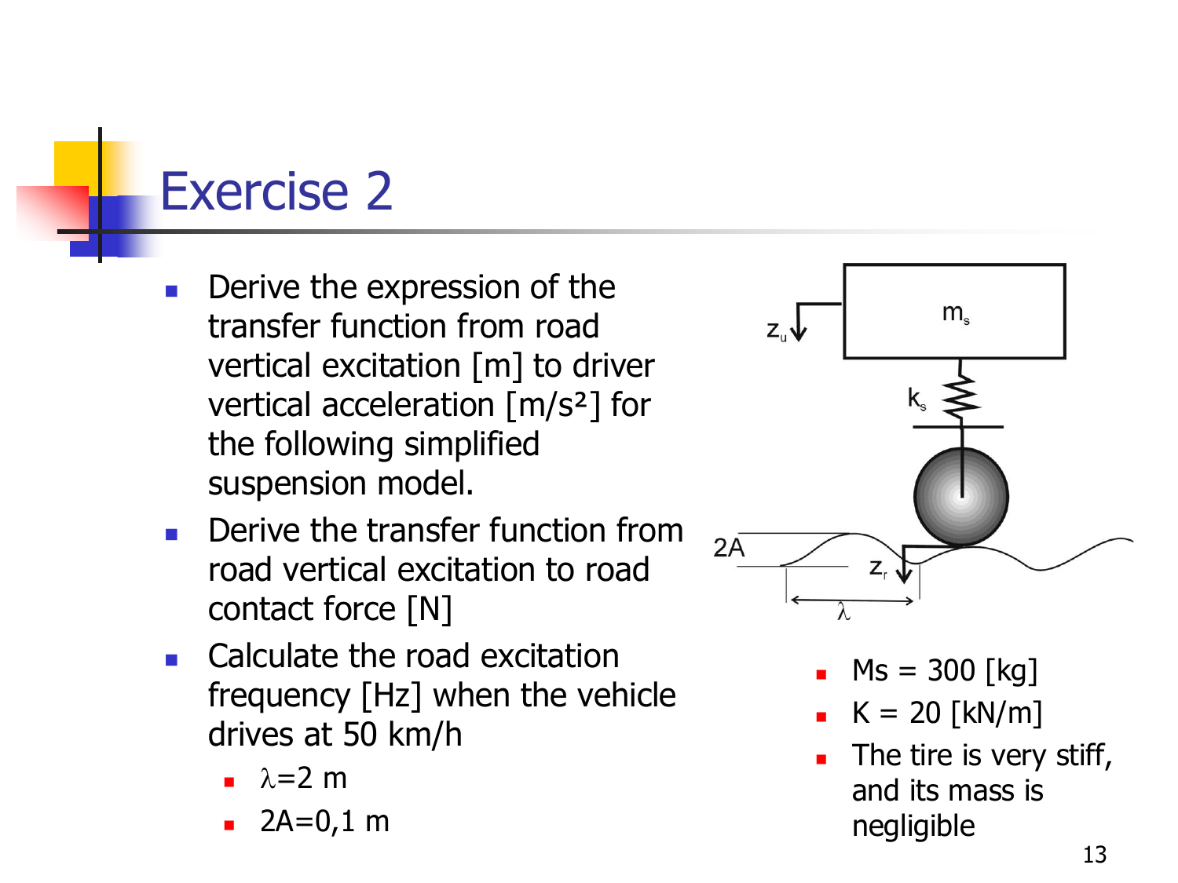# Exercise 2

- Derive the expression of the transfer function from road vertical excitation [m] to driver vertical acceleration [m/s²] for the following simplified suspension model.
- Derive the transfer function from road vertical excitation to road contact force [N]
- Calculate the road excitation frequency [Hz] when the vehicle drives at 50 km/h
  - $\lambda$=2 m
  - 2A=0,1 m

- Ms = 300 [kg]
- K = 20 [kN/m]
- The tire is very stiff, and its mass is negligible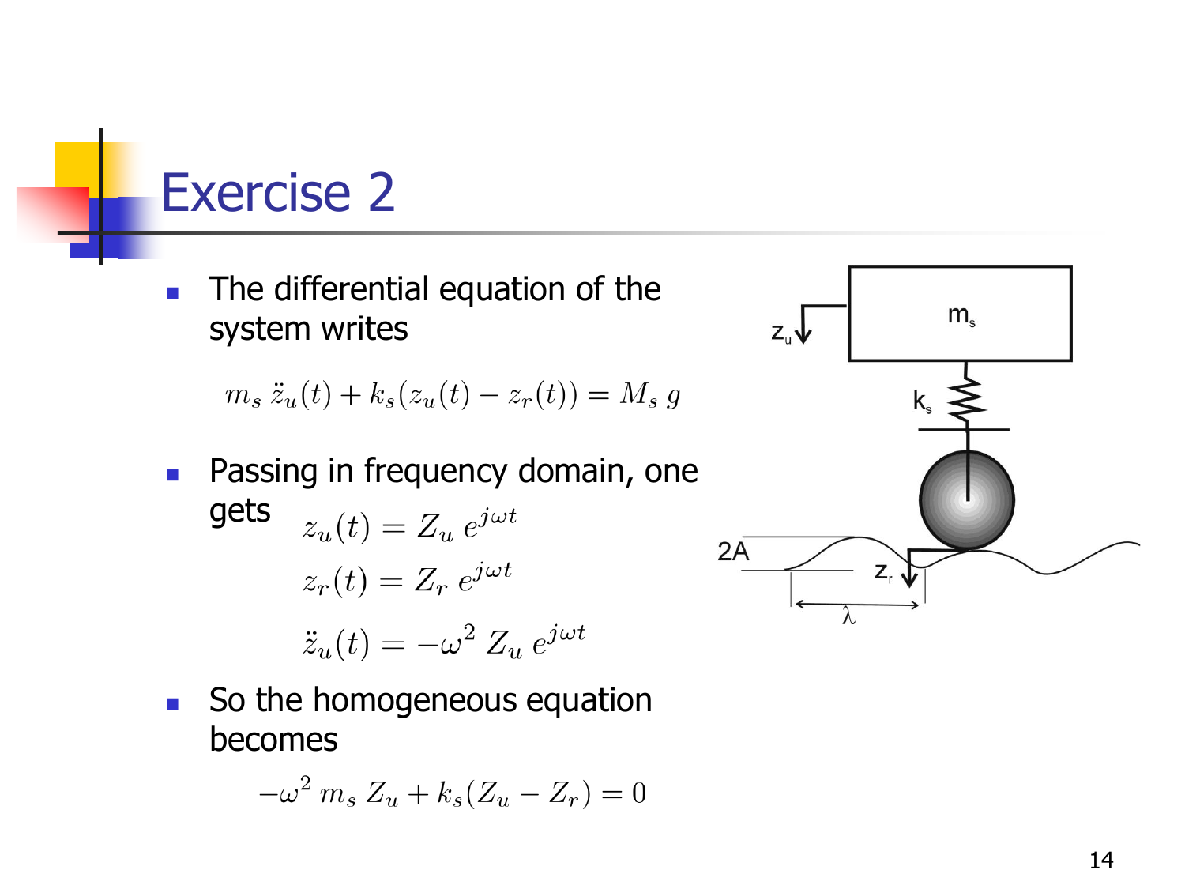# Exercise 2

- The differential equation of the system writes

$$m_s\, \ddot{z}_u(t) + k_s(z_u(t) - z_r(t)) = M_s\, g$$

- Passing in frequency domain, one gets

$$z_u(t) = Z_u\, e^{j\omega t}$$

$$z_r(t) = Z_r\, e^{j\omega t}$$

$$\ddot{z}_u(t) = -\omega^2\, Z_u\, e^{j\omega t}$$

- So the homogeneous equation becomes

$$-\omega^2\, m_s\, Z_u + k_s(Z_u - Z_r) = 0$$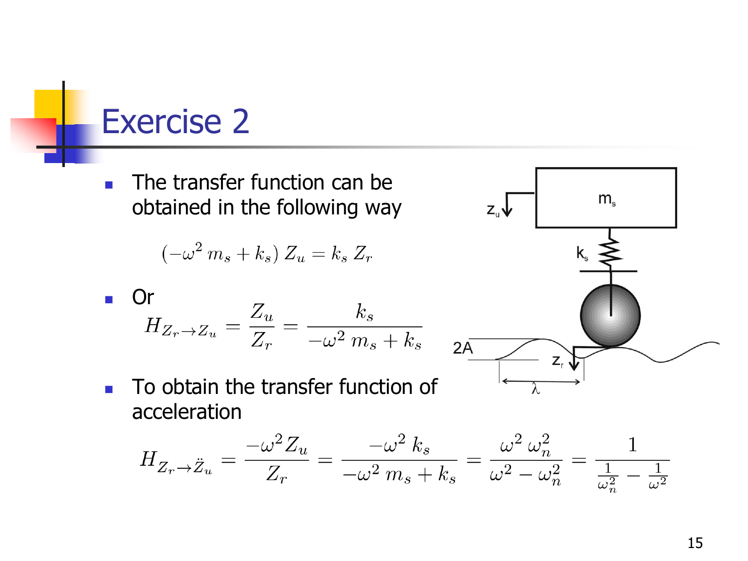# Exercise 2

- The transfer function can be obtained in the following way

$$\left(-\omega^2 \, m_s + k_s\right) Z_u = k_s \, Z_r$$

- Or

$$H_{Z_r \to Z_u} = \frac{Z_u}{Z_r} = \frac{k_s}{-\omega^2 \, m_s + k_s}$$

- To obtain the transfer function of acceleration

$$H_{Z_r \to \ddot{Z}_u} = \frac{-\omega^2 Z_u}{Z_r} = \frac{-\omega^2 \, k_s}{-\omega^2 \, m_s + k_s} = \frac{\omega^2 \, \omega_n^2}{\omega^2 - \omega_n^2} = \frac{1}{\frac{1}{\omega_n^2} - \frac{1}{\omega^2}}$$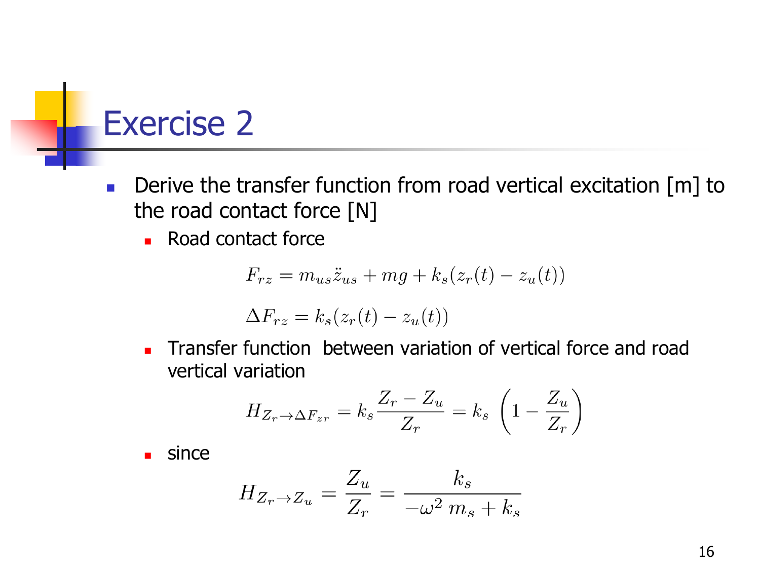# Exercise 2

- Derive the transfer function from road vertical excitation [m] to the road contact force [N]
  - Road contact force

$$F_{rz} = m_{us}\ddot{z}_{us} + mg + k_s(z_r(t) - z_u(t))$$

$$\Delta F_{rz} = k_s(z_r(t) - z_u(t))$$

  - Transfer function between variation of vertical force and road vertical variation

$$H_{Z_r \to \Delta F_{zr}} = k_s \frac{Z_r - Z_u}{Z_r} = k_s \left(1 - \frac{Z_u}{Z_r}\right)$$

  - since

$$H_{Z_r \to Z_u} = \frac{Z_u}{Z_r} = \frac{k_s}{-\omega^2\, m_s + k_s}$$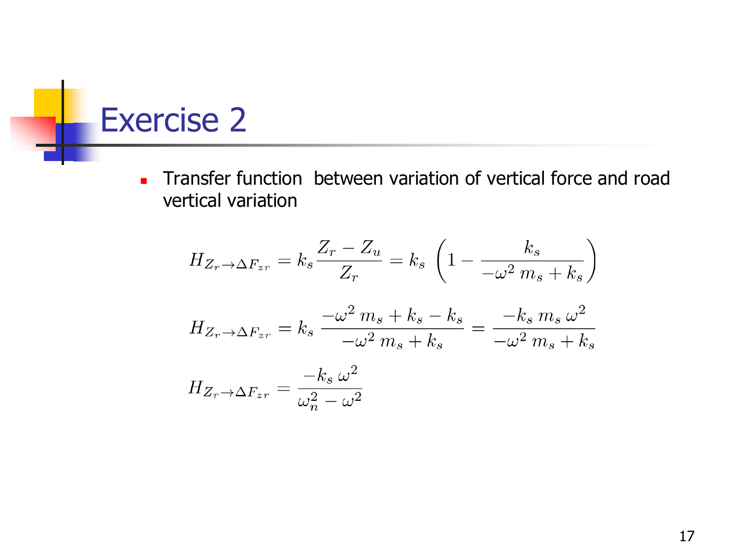# Exercise 2

- Transfer function between variation of vertical force and road vertical variation

$$H_{Z_r \rightarrow \Delta F_{zr}} = k_s \frac{Z_r - Z_u}{Z_r} = k_s \left(1 - \frac{k_s}{-\omega^2 \, m_s + k_s}\right)$$

$$H_{Z_r \rightarrow \Delta F_{zr}} = k_s \, \frac{-\omega^2 \, m_s + k_s - k_s}{-\omega^2 \, m_s + k_s} = \frac{-k_s \, m_s \, \omega^2}{-\omega^2 \, m_s + k_s}$$

$$H_{Z_r \rightarrow \Delta F_{zr}} = \frac{-k_s \, \omega^2}{\omega_n^2 - \omega^2}$$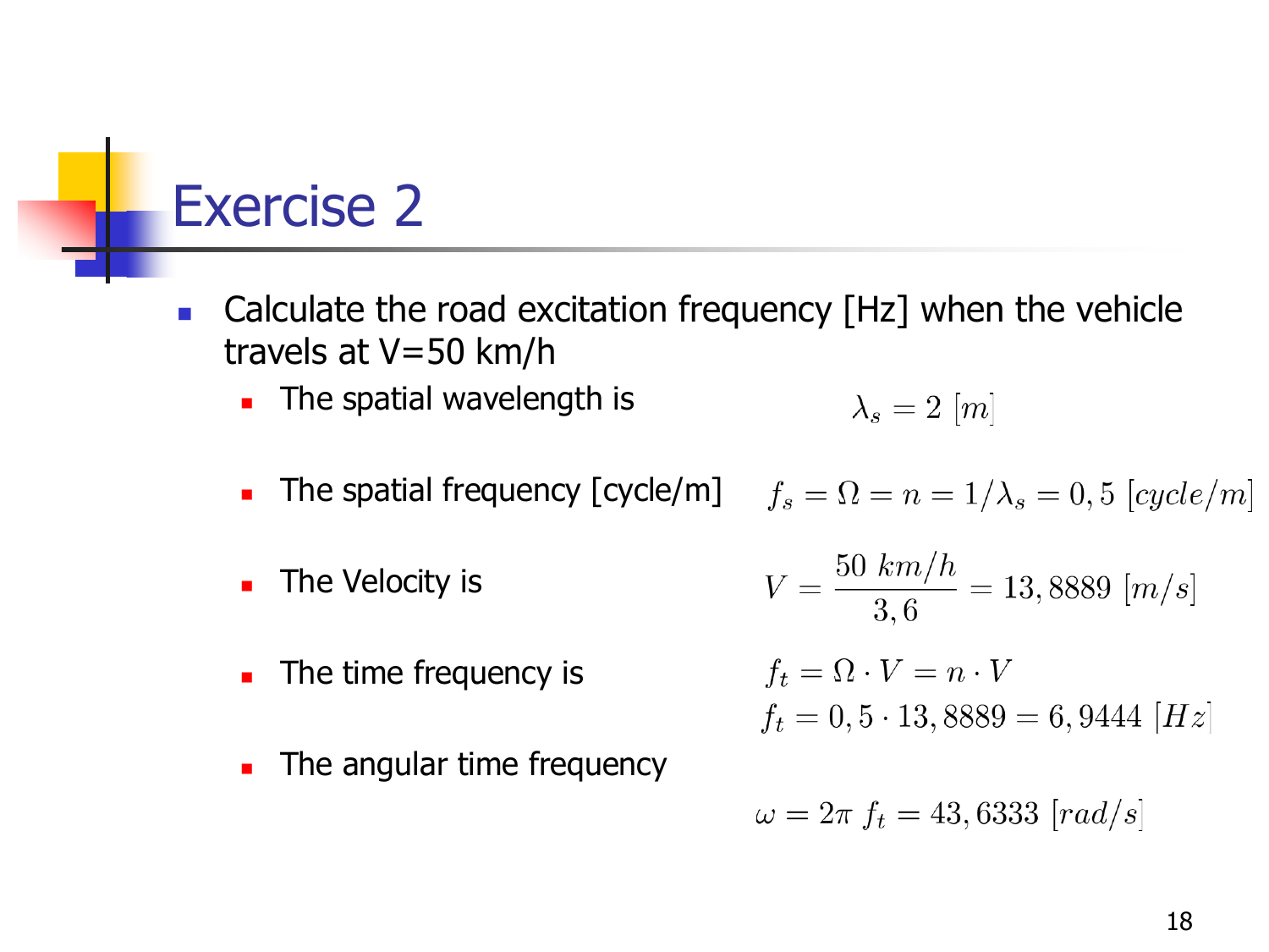# Exercise 2

- Calculate the road excitation frequency [Hz] when the vehicle travels at V=50 km/h
  - The spatial wavelength is $$\lambda_s = 2 \; [m]$$
  - The spatial frequency [cycle/m] $$f_s = \Omega = n = 1/\lambda_s = 0{,}5 \; [cycle/m]$$
  - The Velocity is $$V = \frac{50 \; km/h}{3{,}6} = 13{,}8889 \; [m/s]$$
  - The time frequency is $$f_t = \Omega \cdot V = n \cdot V$$ $$f_t = 0{,}5 \cdot 13{,}8889 = 6{,}9444 \; [Hz]$$
  - The angular time frequency $$\omega = 2\pi \; f_t = 43{,}6333 \; [rad/s]$$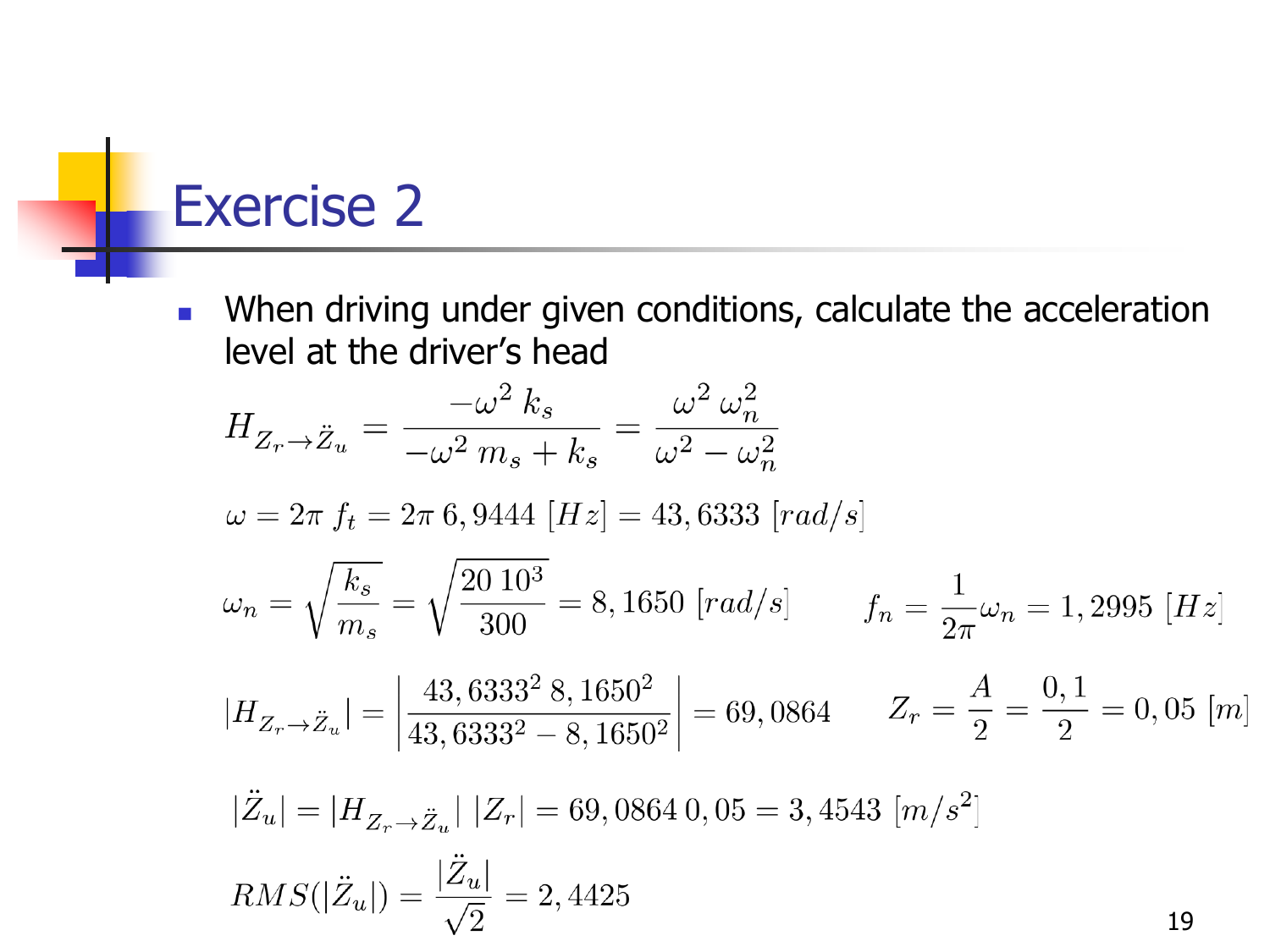# Exercise 2

- When driving under given conditions, calculate the acceleration level at the driver's head

$$H_{Z_r \to \ddot{Z}_u} = \frac{-\omega^2 \, k_s}{-\omega^2 \, m_s + k_s} = \frac{\omega^2 \, \omega_n^2}{\omega^2 - \omega_n^2}$$

$$\omega = 2\pi \, f_t = 2\pi \, 6,9444 \; [Hz] = 43,6333 \; [rad/s]$$

$$\omega_n = \sqrt{\frac{k_s}{m_s}} = \sqrt{\frac{20 \, 10^3}{300}} = 8,1650 \; [rad/s] \qquad f_n = \frac{1}{2\pi}\omega_n = 1,2995 \; [Hz]$$

$$|H_{Z_r \to \ddot{Z}_u}| = \left| \frac{43,6333^2 \, 8,1650^2}{43,6333^2 - 8,1650^2} \right| = 69,0864 \qquad Z_r = \frac{A}{2} = \frac{0,1}{2} = 0,05 \; [m]$$

$$|\ddot{Z}_u| = |H_{Z_r \to \ddot{Z}_u}| \; |Z_r| = 69,0864 \, 0,05 = 3,4543 \; [m/s^2]$$

$$RMS(|\ddot{Z}_u|) = \frac{|\ddot{Z}_u|}{\sqrt{2}} = 2,4425$$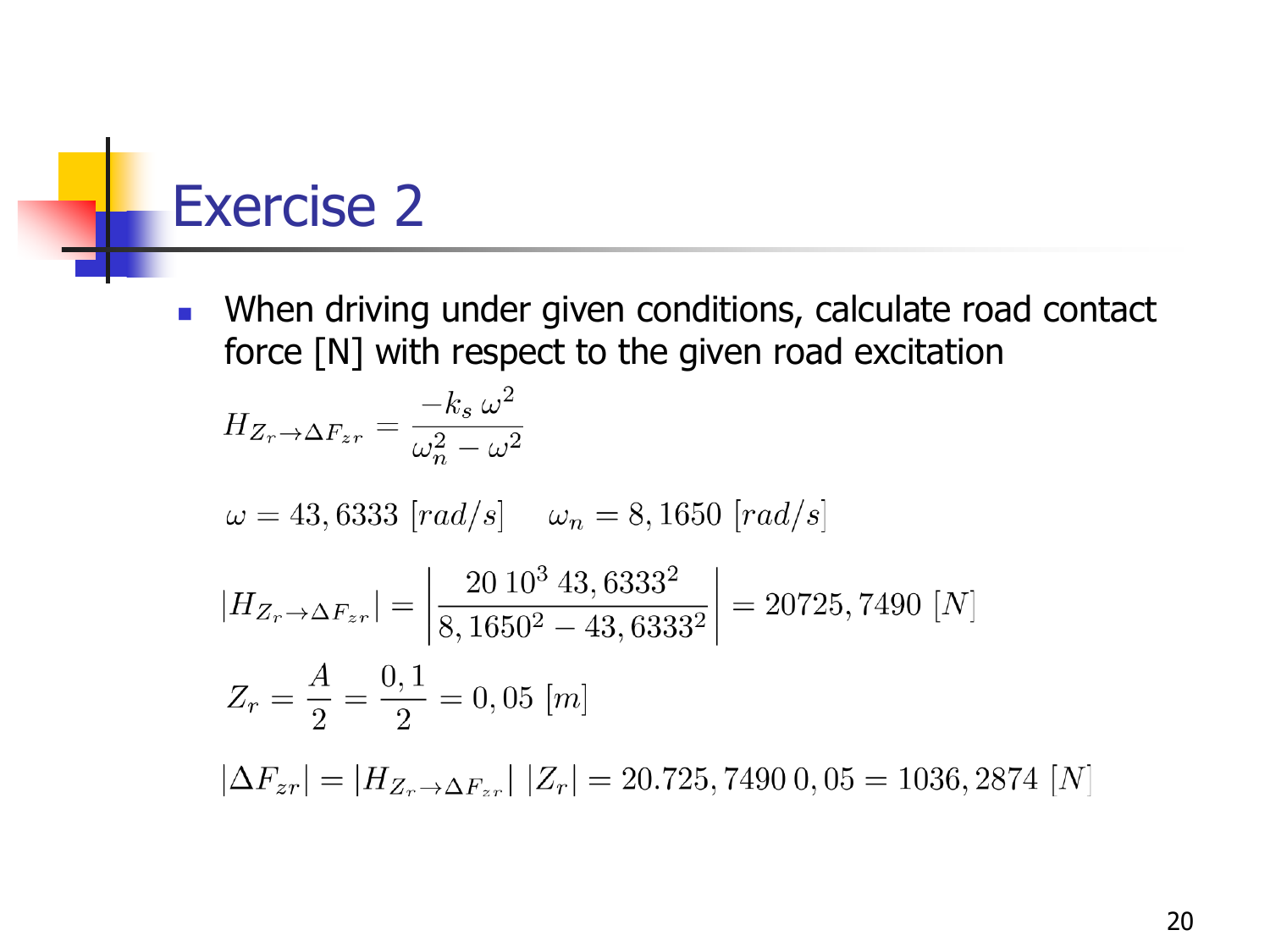# Exercise 2

- When driving under given conditions, calculate road contact force [N] with respect to the given road excitation

$$H_{Z_r \to \Delta F_{zr}} = \frac{-k_s \, \omega^2}{\omega_n^2 - \omega^2}$$

$$\omega = 43,6333 \; [rad/s] \qquad \omega_n = 8,1650 \; [rad/s]$$

$$|H_{Z_r \to \Delta F_{zr}}| = \left| \frac{20 \; 10^3 \; 43,6333^2}{8,1650^2 - 43,6333^2} \right| = 20725,7490 \; [N]$$

$$Z_r = \frac{A}{2} = \frac{0,1}{2} = 0,05 \; [m]$$

$$|\Delta F_{zr}| = |H_{Z_r \to \Delta F_{zr}}| \; |Z_r| = 20.725,7490 \; 0,05 = 1036,2874 \; [N]$$